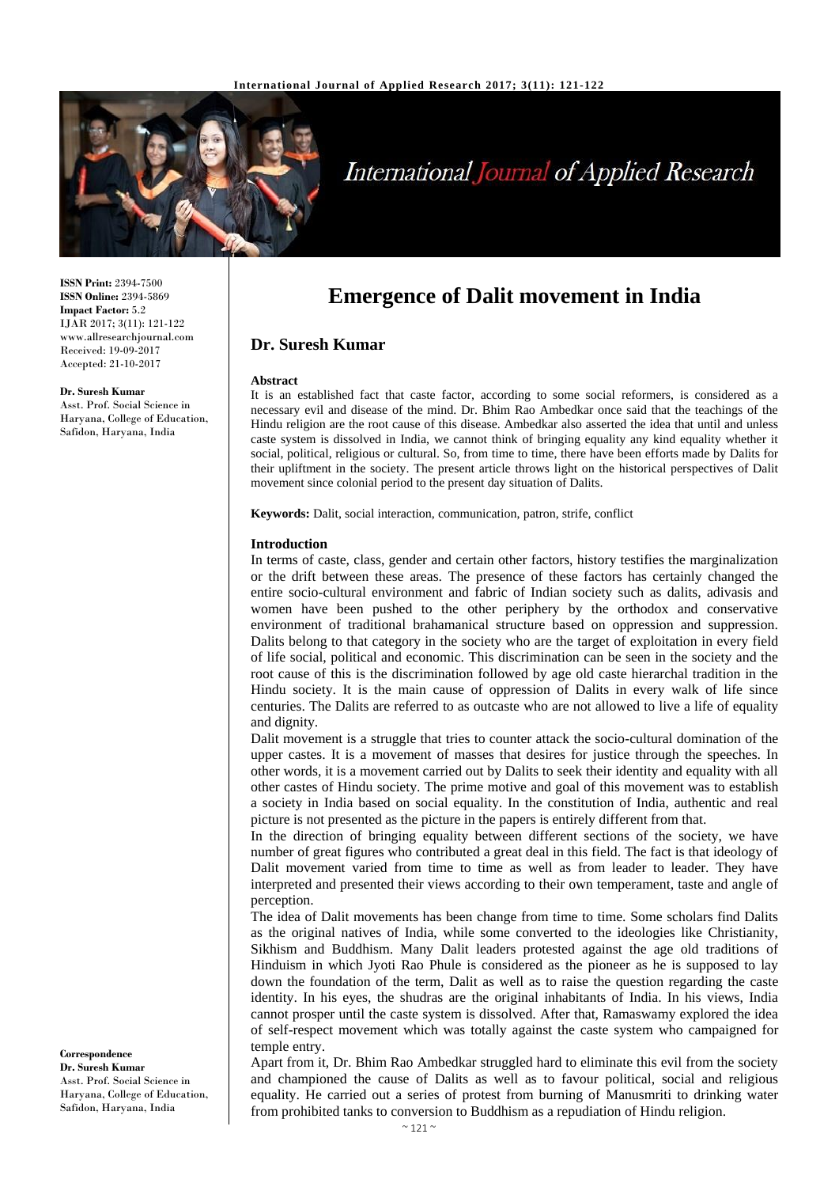ISSN Print: 2394-7500
ISSN Online: 2394-5869
Impact Factor: 5.2
IJAR 2017; 3(11): 121-122
www.allresearchjournal.com
Received: 19-09-2017
Accepted: 21-10-2017

**Dr. Suresh Kumar**
Asst. Prof. Social Science in Haryana, College of Education, Safidon, Haryana, India

**Correspondence**
**Dr. Suresh Kumar**
Asst. Prof. Social Science in Haryana, College of Education, Safidon, Haryana, India

# Emergence of Dalit movement in India

## Dr. Suresh Kumar

**Abstract**

It is an established fact that caste factor, according to some social reformers, is considered as a necessary evil and disease of the mind. Dr. Bhim Rao Ambedkar once said that the teachings of the Hindu religion are the root cause of this disease. Ambedkar also asserted the idea that until and unless caste system is dissolved in India, we cannot think of bringing equality any kind equality whether it social, political, religious or cultural. So, from time to time, there have been efforts made by Dalits for their upliftment in the society. The present article throws light on the historical perspectives of Dalit movement since colonial period to the present day situation of Dalits.

**Keywords:** Dalit, social interaction, communication, patron, strife, conflict

### Introduction

In terms of caste, class, gender and certain other factors, history testifies the marginalization or the drift between these areas. The presence of these factors has certainly changed the entire socio-cultural environment and fabric of Indian society such as dalits, adivasis and women have been pushed to the other periphery by the orthodox and conservative environment of traditional brahamanical structure based on oppression and suppression. Dalits belong to that category in the society who are the target of exploitation in every field of life social, political and economic. This discrimination can be seen in the society and the root cause of this is the discrimination followed by age old caste hierarchal tradition in the Hindu society. It is the main cause of oppression of Dalits in every walk of life since centuries. The Dalits are referred to as outcaste who are not allowed to live a life of equality and dignity.

Dalit movement is a struggle that tries to counter attack the socio-cultural domination of the upper castes. It is a movement of masses that desires for justice through the speeches. In other words, it is a movement carried out by Dalits to seek their identity and equality with all other castes of Hindu society. The prime motive and goal of this movement was to establish a society in India based on social equality. In the constitution of India, authentic and real picture is not presented as the picture in the papers is entirely different from that.

In the direction of bringing equality between different sections of the society, we have number of great figures who contributed a great deal in this field. The fact is that ideology of Dalit movement varied from time to time as well as from leader to leader. They have interpreted and presented their views according to their own temperament, taste and angle of perception.

The idea of Dalit movements has been change from time to time. Some scholars find Dalits as the original natives of India, while some converted to the ideologies like Christianity, Sikhism and Buddhism. Many Dalit leaders protested against the age old traditions of Hinduism in which Jyoti Rao Phule is considered as the pioneer as he is supposed to lay down the foundation of the term, Dalit as well as to raise the question regarding the caste identity. In his eyes, the shudras are the original inhabitants of India. In his views, India cannot prosper until the caste system is dissolved. After that, Ramaswamy explored the idea of self-respect movement which was totally against the caste system who campaigned for temple entry.

Apart from it, Dr. Bhim Rao Ambedkar struggled hard to eliminate this evil from the society and championed the cause of Dalits as well as to favour political, social and religious equality. He carried out a series of protest from burning of Manusmriti to drinking water from prohibited tanks to conversion to Buddhism as a repudiation of Hindu religion.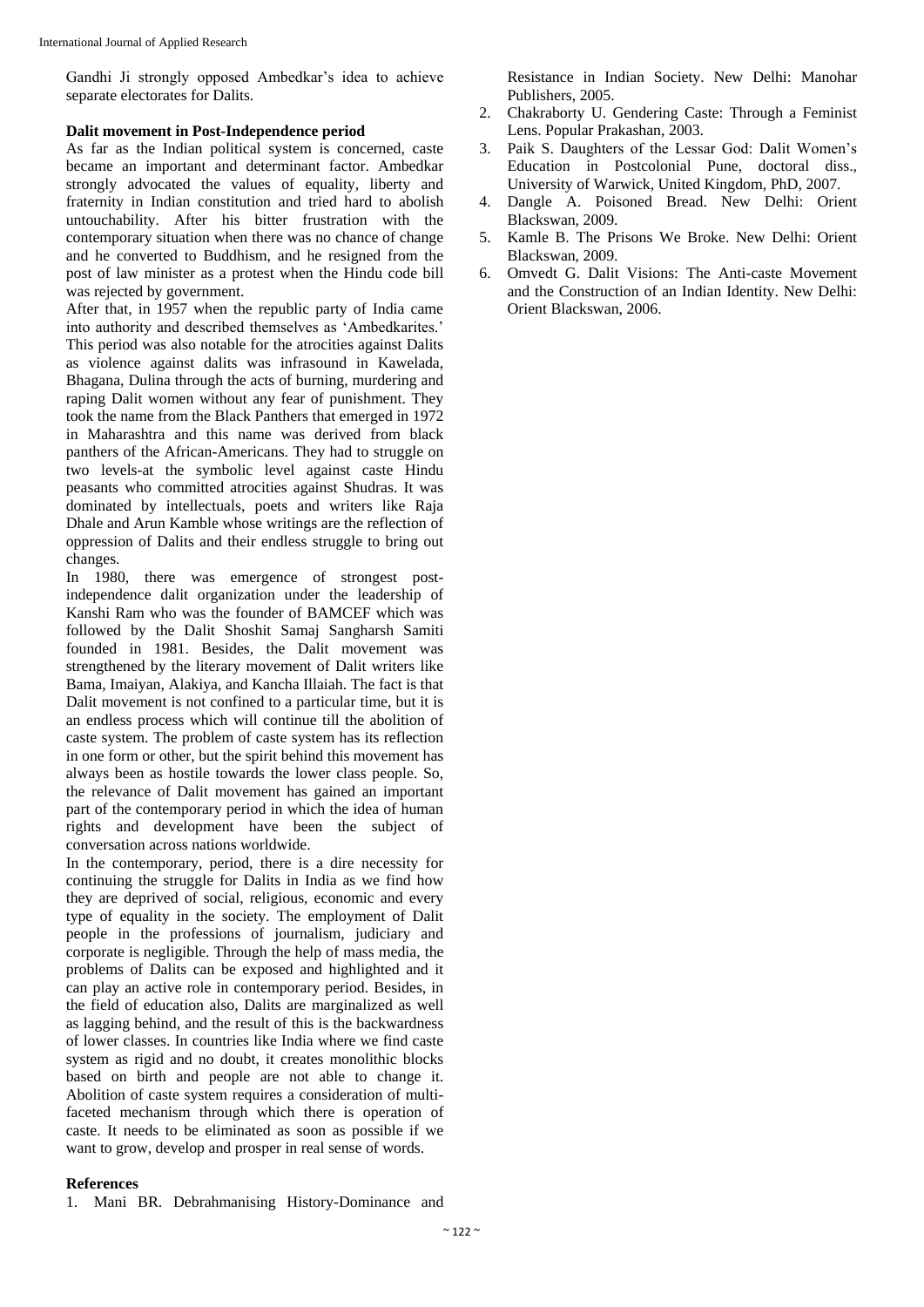Gandhi Ji strongly opposed Ambedkar's idea to achieve separate electorates for Dalits.

**Dalit movement in Post-Independence period**

As far as the Indian political system is concerned, caste became an important and determinant factor. Ambedkar strongly advocated the values of equality, liberty and fraternity in Indian constitution and tried hard to abolish untouchability. After his bitter frustration with the contemporary situation when there was no chance of change and he converted to Buddhism, and he resigned from the post of law minister as a protest when the Hindu code bill was rejected by government.

After that, in 1957 when the republic party of India came into authority and described themselves as 'Ambedkarites.' This period was also notable for the atrocities against Dalits as violence against dalits was infrasound in Kawelada, Bhagana, Dulina through the acts of burning, murdering and raping Dalit women without any fear of punishment. They took the name from the Black Panthers that emerged in 1972 in Maharashtra and this name was derived from black panthers of the African-Americans. They had to struggle on two levels-at the symbolic level against caste Hindu peasants who committed atrocities against Shudras. It was dominated by intellectuals, poets and writers like Raja Dhale and Arun Kamble whose writings are the reflection of oppression of Dalits and their endless struggle to bring out changes.

In 1980, there was emergence of strongest post-independence dalit organization under the leadership of Kanshi Ram who was the founder of BAMCEF which was followed by the Dalit Shoshit Samaj Sangharsh Samiti founded in 1981. Besides, the Dalit movement was strengthened by the literary movement of Dalit writers like Bama, Imaiyan, Alakiya, and Kancha Illaiah. The fact is that Dalit movement is not confined to a particular time, but it is an endless process which will continue till the abolition of caste system. The problem of caste system has its reflection in one form or other, but the spirit behind this movement has always been as hostile towards the lower class people. So, the relevance of Dalit movement has gained an important part of the contemporary period in which the idea of human rights and development have been the subject of conversation across nations worldwide.

In the contemporary, period, there is a dire necessity for continuing the struggle for Dalits in India as we find how they are deprived of social, religious, economic and every type of equality in the society. The employment of Dalit people in the professions of journalism, judiciary and corporate is negligible. Through the help of mass media, the problems of Dalits can be exposed and highlighted and it can play an active role in contemporary period. Besides, in the field of education also, Dalits are marginalized as well as lagging behind, and the result of this is the backwardness of lower classes. In countries like India where we find caste system as rigid and no doubt, it creates monolithic blocks based on birth and people are not able to change it. Abolition of caste system requires a consideration of multi-faceted mechanism through which there is operation of caste. It needs to be eliminated as soon as possible if we want to grow, develop and prosper in real sense of words.

**References**

1. Mani BR. Debrahmanising History-Dominance and Resistance in Indian Society. New Delhi: Manohar Publishers, 2005.
2. Chakraborty U. Gendering Caste: Through a Feminist Lens. Popular Prakashan, 2003.
3. Paik S. Daughters of the Lessar God: Dalit Women's Education in Postcolonial Pune, doctoral diss., University of Warwick, United Kingdom, PhD, 2007.
4. Dangle A. Poisoned Bread. New Delhi: Orient Blackswan, 2009.
5. Kamle B. The Prisons We Broke. New Delhi: Orient Blackswan, 2009.
6. Omvedt G. Dalit Visions: The Anti-caste Movement and the Construction of an Indian Identity. New Delhi: Orient Blackswan, 2006.